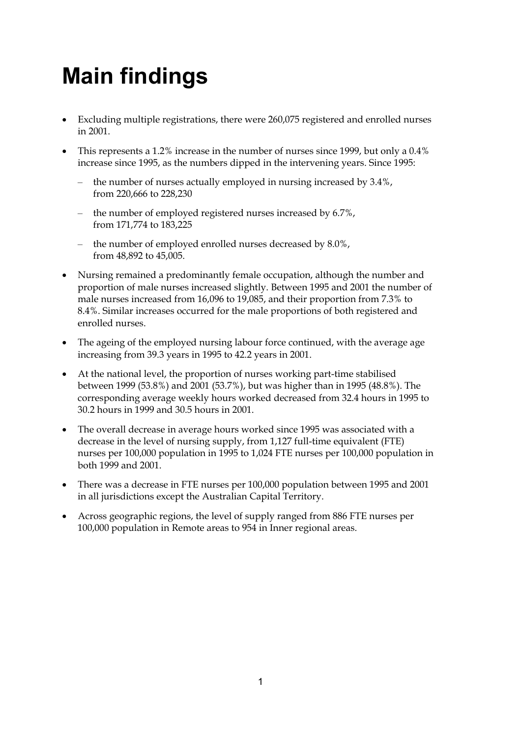# Main findings

- Excluding multiple registrations, there were 260,075 registered and enrolled nurses in 2001.
- This represents a 1.2% increase in the number of nurses since 1999, but only a 0.4% increase since 1995, as the numbers dipped in the intervening years. Since 1995:
  - the number of nurses actually employed in nursing increased by 3.4%, from 220,666 to 228,230
  - the number of employed registered nurses increased by 6.7%, from 171,774 to 183,225
  - the number of employed enrolled nurses decreased by 8.0%, from 48,892 to 45,005.
- Nursing remained a predominantly female occupation, although the number and proportion of male nurses increased slightly. Between 1995 and 2001 the number of male nurses increased from 16,096 to 19,085, and their proportion from 7.3% to 8.4%. Similar increases occurred for the male proportions of both registered and enrolled nurses.
- The ageing of the employed nursing labour force continued, with the average age increasing from 39.3 years in 1995 to 42.2 years in 2001.
- At the national level, the proportion of nurses working part-time stabilised between 1999 (53.8%) and 2001 (53.7%), but was higher than in 1995 (48.8%). The corresponding average weekly hours worked decreased from 32.4 hours in 1995 to 30.2 hours in 1999 and 30.5 hours in 2001.
- The overall decrease in average hours worked since 1995 was associated with a decrease in the level of nursing supply, from 1,127 full-time equivalent (FTE) nurses per 100,000 population in 1995 to 1,024 FTE nurses per 100,000 population in both 1999 and 2001.
- There was a decrease in FTE nurses per 100,000 population between 1995 and 2001 in all jurisdictions except the Australian Capital Territory.
- Across geographic regions, the level of supply ranged from 886 FTE nurses per 100,000 population in Remote areas to 954 in Inner regional areas.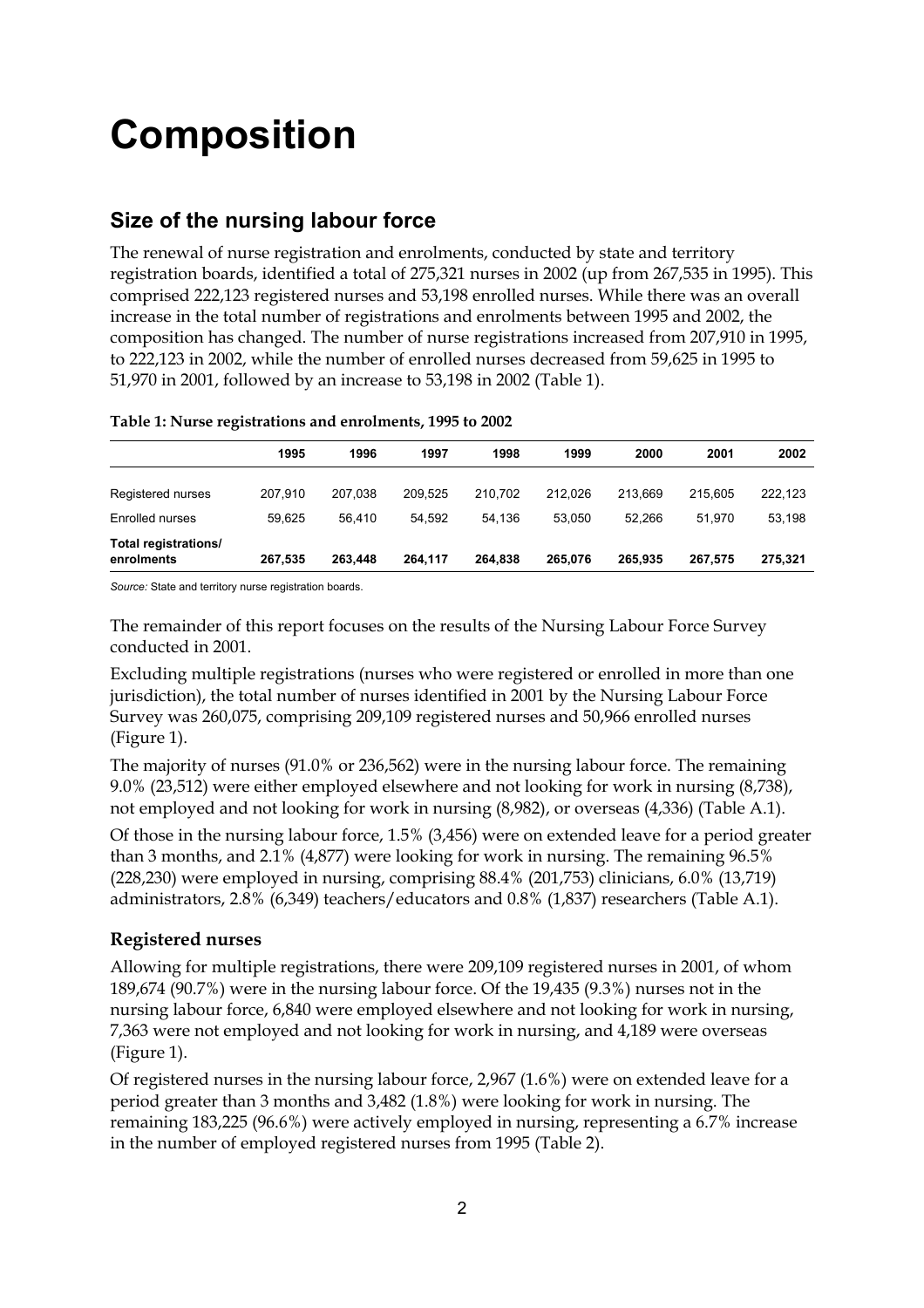# Composition

## Size of the nursing labour force

The renewal of nurse registration and enrolments, conducted by state and territory registration boards, identified a total of 275,321 nurses in 2002 (up from 267,535 in 1995). This comprised 222,123 registered nurses and 53,198 enrolled nurses. While there was an overall increase in the total number of registrations and enrolments between 1995 and 2002, the composition has changed. The number of nurse registrations increased from 207,910 in 1995, to 222,123 in 2002, while the number of enrolled nurses decreased from 59,625 in 1995 to 51,970 in 2001, followed by an increase to 53,198 in 2002 (Table 1).

**Table 1: Nurse registrations and enrolments, 1995 to 2002**

| | 1995 | 1996 | 1997 | 1998 | 1999 | 2000 | 2001 | 2002 |
|---|---|---|---|---|---|---|---|---|
| Registered nurses | 207,910 | 207,038 | 209,525 | 210,702 | 212,026 | 213,669 | 215,605 | 222,123 |
| Enrolled nurses | 59,625 | 56,410 | 54,592 | 54,136 | 53,050 | 52,266 | 51,970 | 53,198 |
| **Total registrations/ enrolments** | **267,535** | **263,448** | **264,117** | **264,838** | **265,076** | **265,935** | **267,575** | **275,321** |

*Source:* State and territory nurse registration boards.

The remainder of this report focuses on the results of the Nursing Labour Force Survey conducted in 2001.

Excluding multiple registrations (nurses who were registered or enrolled in more than one jurisdiction), the total number of nurses identified in 2001 by the Nursing Labour Force Survey was 260,075, comprising 209,109 registered nurses and 50,966 enrolled nurses (Figure 1).

The majority of nurses (91.0% or 236,562) were in the nursing labour force. The remaining 9.0% (23,512) were either employed elsewhere and not looking for work in nursing (8,738), not employed and not looking for work in nursing (8,982), or overseas (4,336) (Table A.1).

Of those in the nursing labour force, 1.5% (3,456) were on extended leave for a period greater than 3 months, and 2.1% (4,877) were looking for work in nursing. The remaining 96.5% (228,230) were employed in nursing, comprising 88.4% (201,753) clinicians, 6.0% (13,719) administrators, 2.8% (6,349) teachers/educators and 0.8% (1,837) researchers (Table A.1).

### Registered nurses

Allowing for multiple registrations, there were 209,109 registered nurses in 2001, of whom 189,674 (90.7%) were in the nursing labour force. Of the 19,435 (9.3%) nurses not in the nursing labour force, 6,840 were employed elsewhere and not looking for work in nursing, 7,363 were not employed and not looking for work in nursing, and 4,189 were overseas (Figure 1).

Of registered nurses in the nursing labour force, 2,967 (1.6%) were on extended leave for a period greater than 3 months and 3,482 (1.8%) were looking for work in nursing. The remaining 183,225 (96.6%) were actively employed in nursing, representing a 6.7% increase in the number of employed registered nurses from 1995 (Table 2).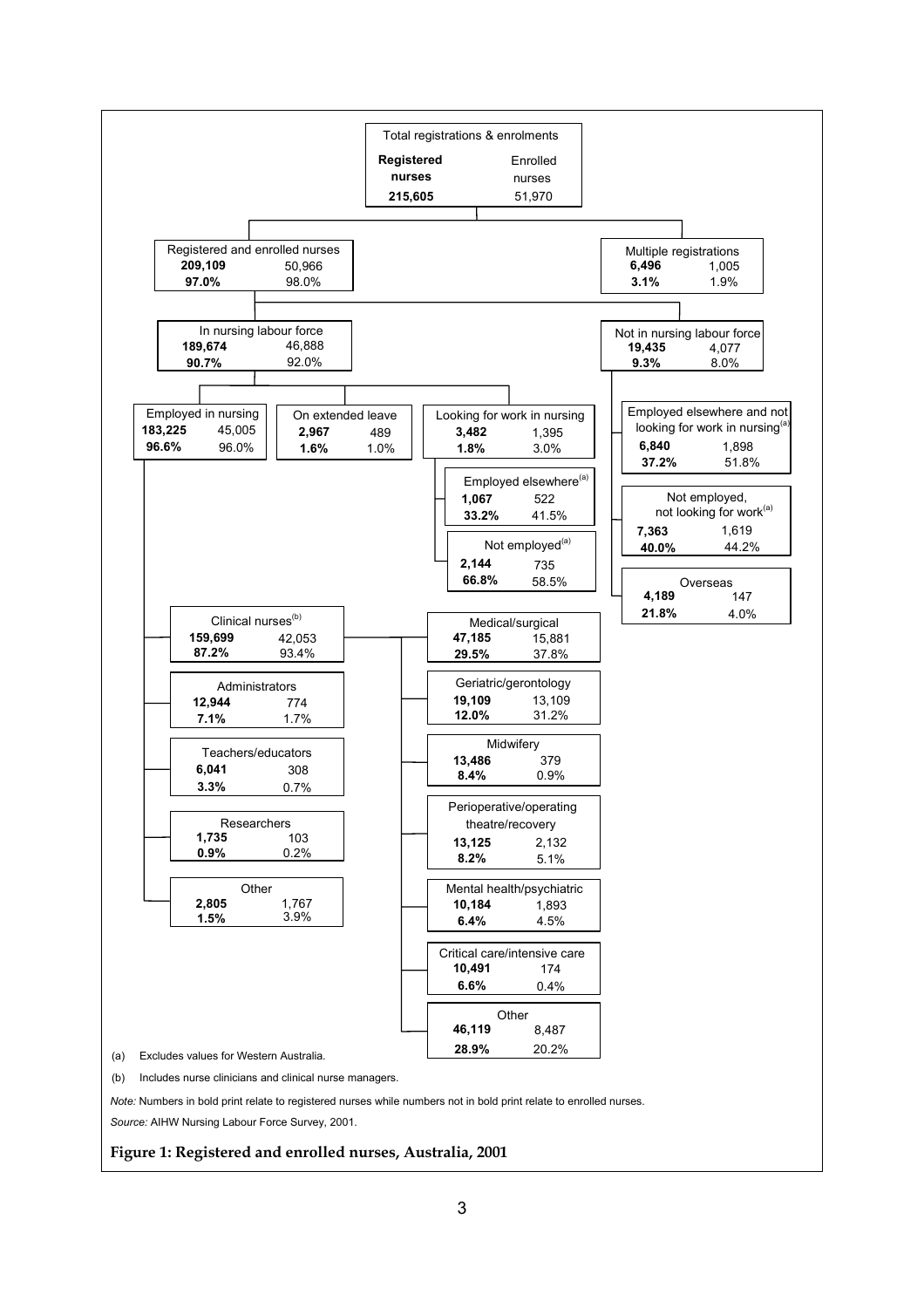**Total registrations & enrolments**

| | Registered nurses | Enrolled nurses |
|---|---|---|
| Total registrations & enrolments | **215,605** | 51,970 |

**Registered and enrolled nurses**

| Category | Registered nurses | | Enrolled nurses | |
|---|---|---|---|---|
| | Number | % | Number | % |
| Registered and enrolled nurses | **209,109** | **97.0%** | 50,966 | 98.0% |
| Multiple registrations | **6,496** | **3.1%** | 1,005 | 1.9% |
| In nursing labour force | **189,674** | **90.7%** | 46,888 | 92.0% |
| Not in nursing labour force | **19,435** | **9.3%** | 4,077 | 8.0% |

**In nursing labour force**

| Category | Registered nurses | | Enrolled nurses | |
|---|---|---|---|---|
| | Number | % | Number | % |
| Employed in nursing | **183,225** | **96.6%** | 45,005 | 96.0% |
| On extended leave | **2,967** | **1.6%** | 489 | 1.0% |
| Looking for work in nursing | **3,482** | **1.8%** | 1,395 | 3.0% |
| — Employed elsewhere[(a)] | **1,067** | **33.2%** | 522 | 41.5% |
| — Not employed[(a)] | **2,144** | **66.8%** | 735 | 58.5% |

**Not in nursing labour force**

| Category | Registered nurses | | Enrolled nurses | |
|---|---|---|---|---|
| | Number | % | Number | % |
| Employed elsewhere and not looking for work in nursing[(a)] | **6,840** | **37.2%** | 1,898 | 51.8% |
| Not employed, not looking for work[(a)] | **7,363** | **40.0%** | 1,619 | 44.2% |
| Overseas | **4,189** | **21.8%** | 147 | 4.0% |

**Employed in nursing — by occupation**

| Category | Registered nurses | | Enrolled nurses | |
|---|---|---|---|---|
| | Number | % | Number | % |
| Clinical nurses[(b)] | **159,699** | **87.2%** | 42,053 | 93.4% |
| Administrators | **12,944** | **7.1%** | 774 | 1.7% |
| Teachers/educators | **6,041** | **3.3%** | 308 | 0.7% |
| Researchers | **1,735** | **0.9%** | 103 | 0.2% |
| Other | **2,805** | **1.5%** | 1,767 | 3.9% |

**Clinical nurses — by area of nursing**

| Category | Registered nurses | | Enrolled nurses | |
|---|---|---|---|---|
| | Number | % | Number | % |
| Medical/surgical | **47,185** | **29.5%** | 15,881 | 37.8% |
| Geriatric/gerontology | **19,109** | **12.0%** | 13,109 | 31.2% |
| Midwifery | **13,486** | **8.4%** | 379 | 0.9% |
| Perioperative/operating theatre/recovery | **13,125** | **8.2%** | 2,132 | 5.1% |
| Mental health/psychiatric | **10,184** | **6.4%** | 1,893 | 4.5% |
| Critical care/intensive care | **10,491** | **6.6%** | 174 | 0.4% |
| Other | **46,119** | **28.9%** | 8,487 | 20.2% |

(a) Excludes values for Western Australia.

(b) Includes nurse clinicians and clinical nurse managers.

*Note:* Numbers in bold print relate to registered nurses while numbers not in bold print relate to enrolled nurses.

*Source:* AIHW Nursing Labour Force Survey, 2001.

**Figure 1: Registered and enrolled nurses, Australia, 2001**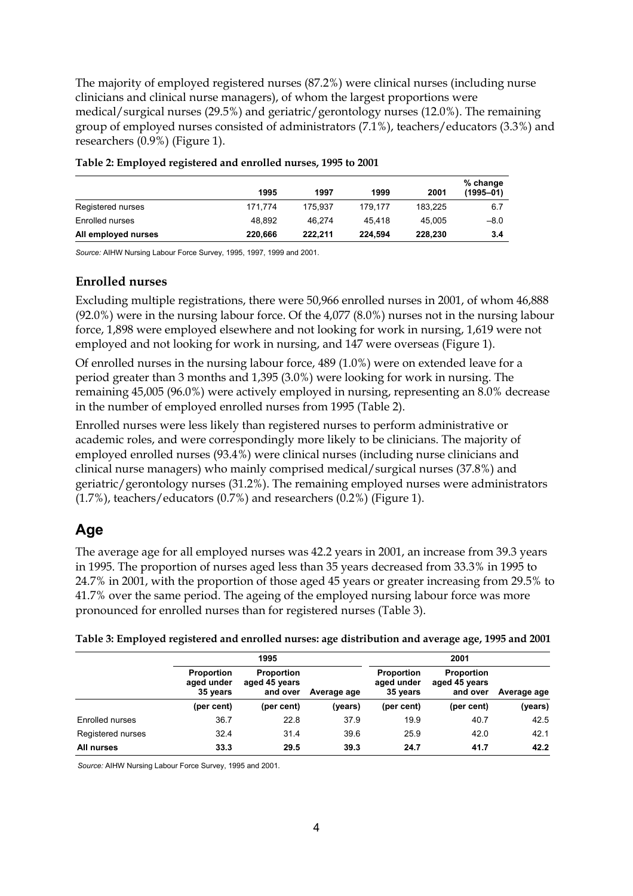The majority of employed registered nurses (87.2%) were clinical nurses (including nurse clinicians and clinical nurse managers), of whom the largest proportions were medical/surgical nurses (29.5%) and geriatric/gerontology nurses (12.0%). The remaining group of employed nurses consisted of administrators (7.1%), teachers/educators (3.3%) and researchers (0.9%) (Figure 1).

**Table 2: Employed registered and enrolled nurses, 1995 to 2001**

| | 1995 | 1997 | 1999 | 2001 | % change (1995–01) |
|---|---|---|---|---|---|
| Registered nurses | 171,774 | 175,937 | 179,177 | 183,225 | 6.7 |
| Enrolled nurses | 48,892 | 46,274 | 45,418 | 45,005 | –8.0 |
| **All employed nurses** | **220,666** | **222,211** | **224,594** | **228,230** | **3.4** |

*Source:* AIHW Nursing Labour Force Survey, 1995, 1997, 1999 and 2001.

### Enrolled nurses

Excluding multiple registrations, there were 50,966 enrolled nurses in 2001, of whom 46,888 (92.0%) were in the nursing labour force. Of the 4,077 (8.0%) nurses not in the nursing labour force, 1,898 were employed elsewhere and not looking for work in nursing, 1,619 were not employed and not looking for work in nursing, and 147 were overseas (Figure 1).

Of enrolled nurses in the nursing labour force, 489 (1.0%) were on extended leave for a period greater than 3 months and 1,395 (3.0%) were looking for work in nursing. The remaining 45,005 (96.0%) were actively employed in nursing, representing an 8.0% decrease in the number of employed enrolled nurses from 1995 (Table 2).

Enrolled nurses were less likely than registered nurses to perform administrative or academic roles, and were correspondingly more likely to be clinicians. The majority of employed enrolled nurses (93.4%) were clinical nurses (including nurse clinicians and clinical nurse managers) who mainly comprised medical/surgical nurses (37.8%) and geriatric/gerontology nurses (31.2%). The remaining employed nurses were administrators (1.7%), teachers/educators (0.7%) and researchers (0.2%) (Figure 1).

## Age

The average age for all employed nurses was 42.2 years in 2001, an increase from 39.3 years in 1995. The proportion of nurses aged less than 35 years decreased from 33.3% in 1995 to 24.7% in 2001, with the proportion of those aged 45 years or greater increasing from 29.5% to 41.7% over the same period. The ageing of the employed nursing labour force was more pronounced for enrolled nurses than for registered nurses (Table 3).

**Table 3: Employed registered and enrolled nurses: age distribution and average age, 1995 and 2001**

| | 1995 | | | 2001 | | |
|---|---|---|---|---|---|---|
| | Proportion aged under 35 years | Proportion aged 45 years and over | Average age | Proportion aged under 35 years | Proportion aged 45 years and over | Average age |
| | (per cent) | (per cent) | (years) | (per cent) | (per cent) | (years) |
| Enrolled nurses | 36.7 | 22.8 | 37.9 | 19.9 | 40.7 | 42.5 |
| Registered nurses | 32.4 | 31.4 | 39.6 | 25.9 | 42.0 | 42.1 |
| **All nurses** | **33.3** | **29.5** | **39.3** | **24.7** | **41.7** | **42.2** |

*Source:* AIHW Nursing Labour Force Survey, 1995 and 2001.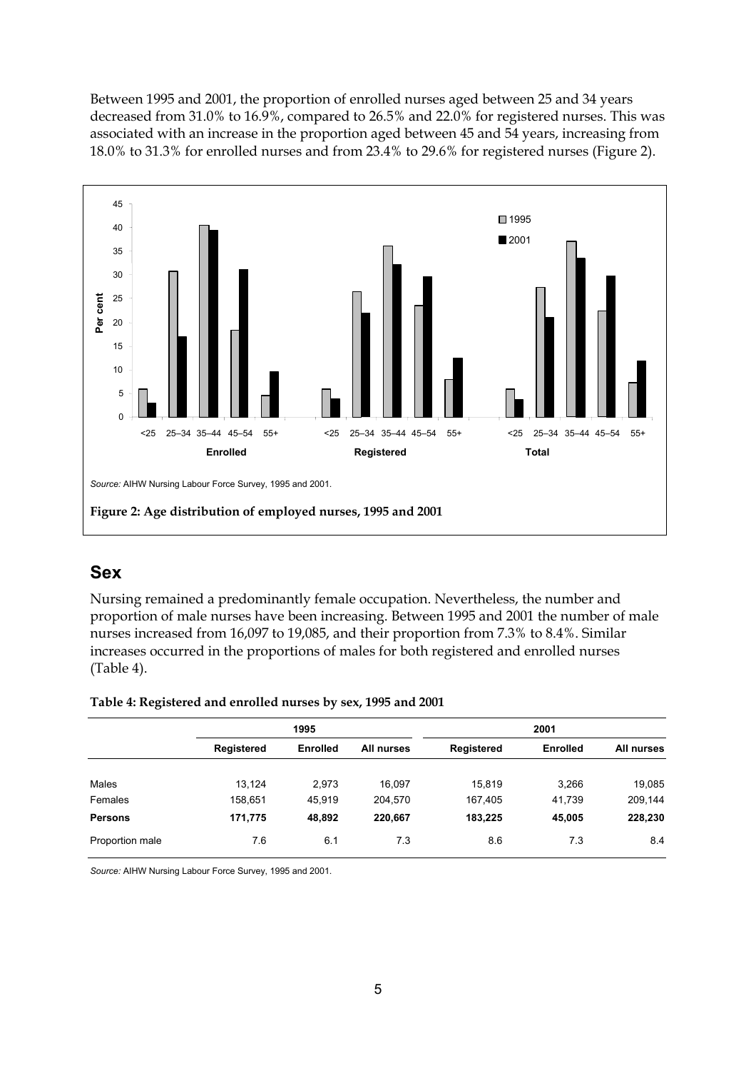Between 1995 and 2001, the proportion of enrolled nurses aged between 25 and 34 years decreased from 31.0% to 16.9%, compared to 26.5% and 22.0% for registered nurses. This was associated with an increase in the proportion aged between 45 and 54 years, increasing from 18.0% to 31.3% for enrolled nurses and from 23.4% to 29.6% for registered nurses (Figure 2).

*Source:* AIHW Nursing Labour Force Survey, 1995 and 2001.

**Figure 2: Age distribution of employed nurses, 1995 and 2001**

## Sex

Nursing remained a predominantly female occupation. Nevertheless, the number and proportion of male nurses have been increasing. Between 1995 and 2001 the number of male nurses increased from 16,097 to 19,085, and their proportion from 7.3% to 8.4%. Similar increases occurred in the proportions of males for both registered and enrolled nurses (Table 4).

**Table 4: Registered and enrolled nurses by sex, 1995 and 2001**

| | 1995 | | | 2001 | | |
|---|---|---|---|---|---|---|
| | **Registered** | **Enrolled** | **All nurses** | **Registered** | **Enrolled** | **All nurses** |
| Males | 13,124 | 2,973 | 16,097 | 15,819 | 3,266 | 19,085 |
| Females | 158,651 | 45,919 | 204,570 | 167,405 | 41,739 | 209,144 |
| **Persons** | **171,775** | **48,892** | **220,667** | **183,225** | **45,005** | **228,230** |
| Proportion male | 7.6 | 6.1 | 7.3 | 8.6 | 7.3 | 8.4 |

*Source:* AIHW Nursing Labour Force Survey, 1995 and 2001.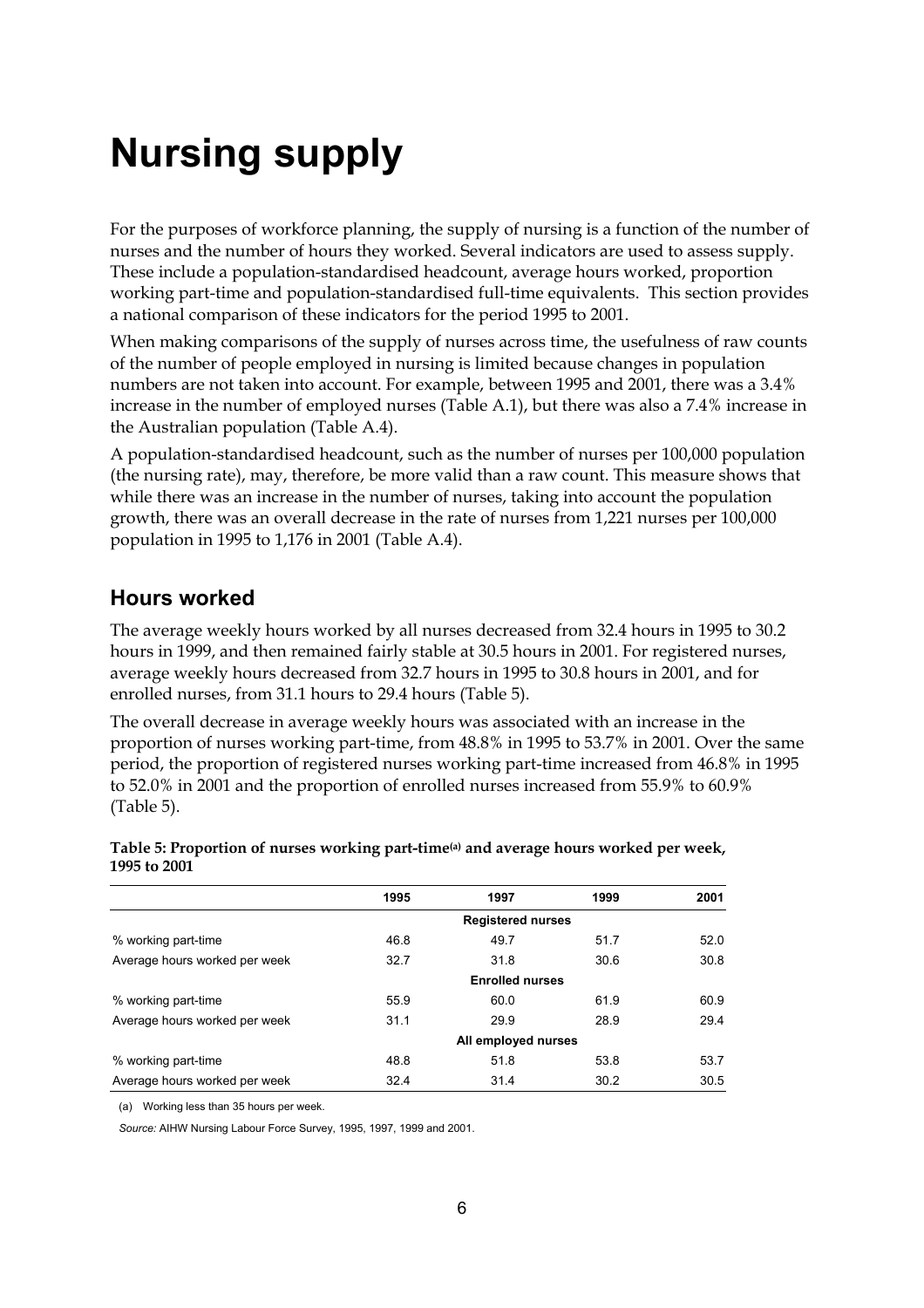# Nursing supply

For the purposes of workforce planning, the supply of nursing is a function of the number of nurses and the number of hours they worked. Several indicators are used to assess supply. These include a population-standardised headcount, average hours worked, proportion working part-time and population-standardised full-time equivalents. This section provides a national comparison of these indicators for the period 1995 to 2001.

When making comparisons of the supply of nurses across time, the usefulness of raw counts of the number of people employed in nursing is limited because changes in population numbers are not taken into account. For example, between 1995 and 2001, there was a 3.4% increase in the number of employed nurses (Table A.1), but there was also a 7.4% increase in the Australian population (Table A.4).

A population-standardised headcount, such as the number of nurses per 100,000 population (the nursing rate), may, therefore, be more valid than a raw count. This measure shows that while there was an increase in the number of nurses, taking into account the population growth, there was an overall decrease in the rate of nurses from 1,221 nurses per 100,000 population in 1995 to 1,176 in 2001 (Table A.4).

## Hours worked

The average weekly hours worked by all nurses decreased from 32.4 hours in 1995 to 30.2 hours in 1999, and then remained fairly stable at 30.5 hours in 2001. For registered nurses, average weekly hours decreased from 32.7 hours in 1995 to 30.8 hours in 2001, and for enrolled nurses, from 31.1 hours to 29.4 hours (Table 5).

The overall decrease in average weekly hours was associated with an increase in the proportion of nurses working part-time, from 48.8% in 1995 to 53.7% in 2001. Over the same period, the proportion of registered nurses working part-time increased from 46.8% in 1995 to 52.0% in 2001 and the proportion of enrolled nurses increased from 55.9% to 60.9% (Table 5).

**Table 5: Proportion of nurses working part-time[(a)] and average hours worked per week, 1995 to 2001**

| | 1995 | 1997 | 1999 | 2001 |
|---|---|---|---|---|
| | | **Registered nurses** | | |
| % working part-time | 46.8 | 49.7 | 51.7 | 52.0 |
| Average hours worked per week | 32.7 | 31.8 | 30.6 | 30.8 |
| | | **Enrolled nurses** | | |
| % working part-time | 55.9 | 60.0 | 61.9 | 60.9 |
| Average hours worked per week | 31.1 | 29.9 | 28.9 | 29.4 |
| | | **All employed nurses** | | |
| % working part-time | 48.8 | 51.8 | 53.8 | 53.7 |
| Average hours worked per week | 32.4 | 31.4 | 30.2 | 30.5 |

(a) Working less than 35 hours per week.

*Source:* AIHW Nursing Labour Force Survey, 1995, 1997, 1999 and 2001.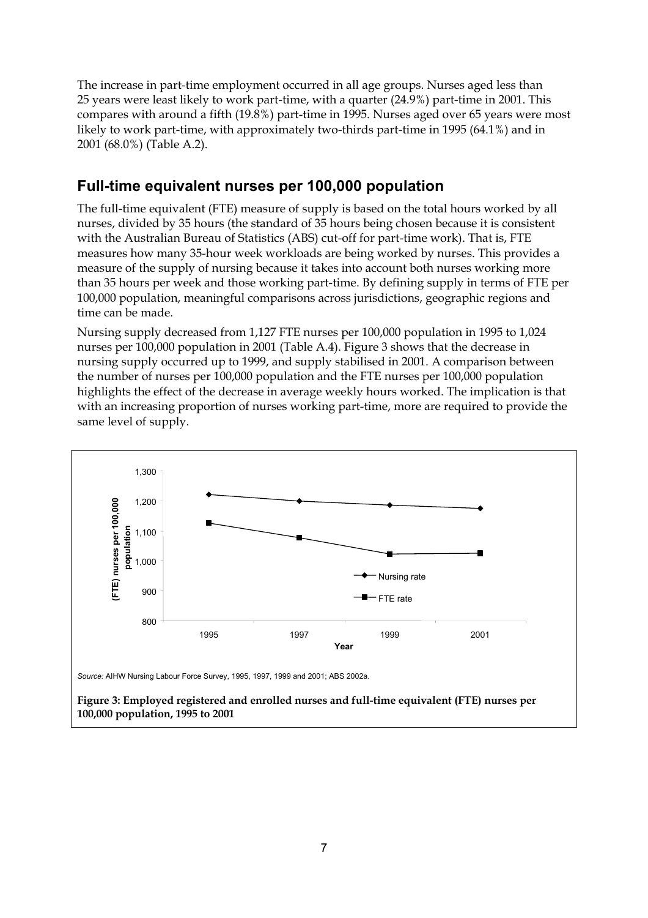The increase in part-time employment occurred in all age groups. Nurses aged less than 25 years were least likely to work part-time, with a quarter (24.9%) part-time in 2001. This compares with around a fifth (19.8%) part-time in 1995. Nurses aged over 65 years were most likely to work part-time, with approximately two-thirds part-time in 1995 (64.1%) and in 2001 (68.0%) (Table A.2).

## Full-time equivalent nurses per 100,000 population

The full-time equivalent (FTE) measure of supply is based on the total hours worked by all nurses, divided by 35 hours (the standard of 35 hours being chosen because it is consistent with the Australian Bureau of Statistics (ABS) cut-off for part-time work). That is, FTE measures how many 35-hour week workloads are being worked by nurses. This provides a measure of the supply of nursing because it takes into account both nurses working more than 35 hours per week and those working part-time. By defining supply in terms of FTE per 100,000 population, meaningful comparisons across jurisdictions, geographic regions and time can be made.

Nursing supply decreased from 1,127 FTE nurses per 100,000 population in 1995 to 1,024 nurses per 100,000 population in 2001 (Table A.4). Figure 3 shows that the decrease in nursing supply occurred up to 1999, and supply stabilised in 2001. A comparison between the number of nurses per 100,000 population and the FTE nurses per 100,000 population highlights the effect of the decrease in average weekly hours worked. The implication is that with an increasing proportion of nurses working part-time, more are required to provide the same level of supply.

*Source:* AIHW Nursing Labour Force Survey, 1995, 1997, 1999 and 2001; ABS 2002a.

**Figure 3: Employed registered and enrolled nurses and full-time equivalent (FTE) nurses per 100,000 population, 1995 to 2001**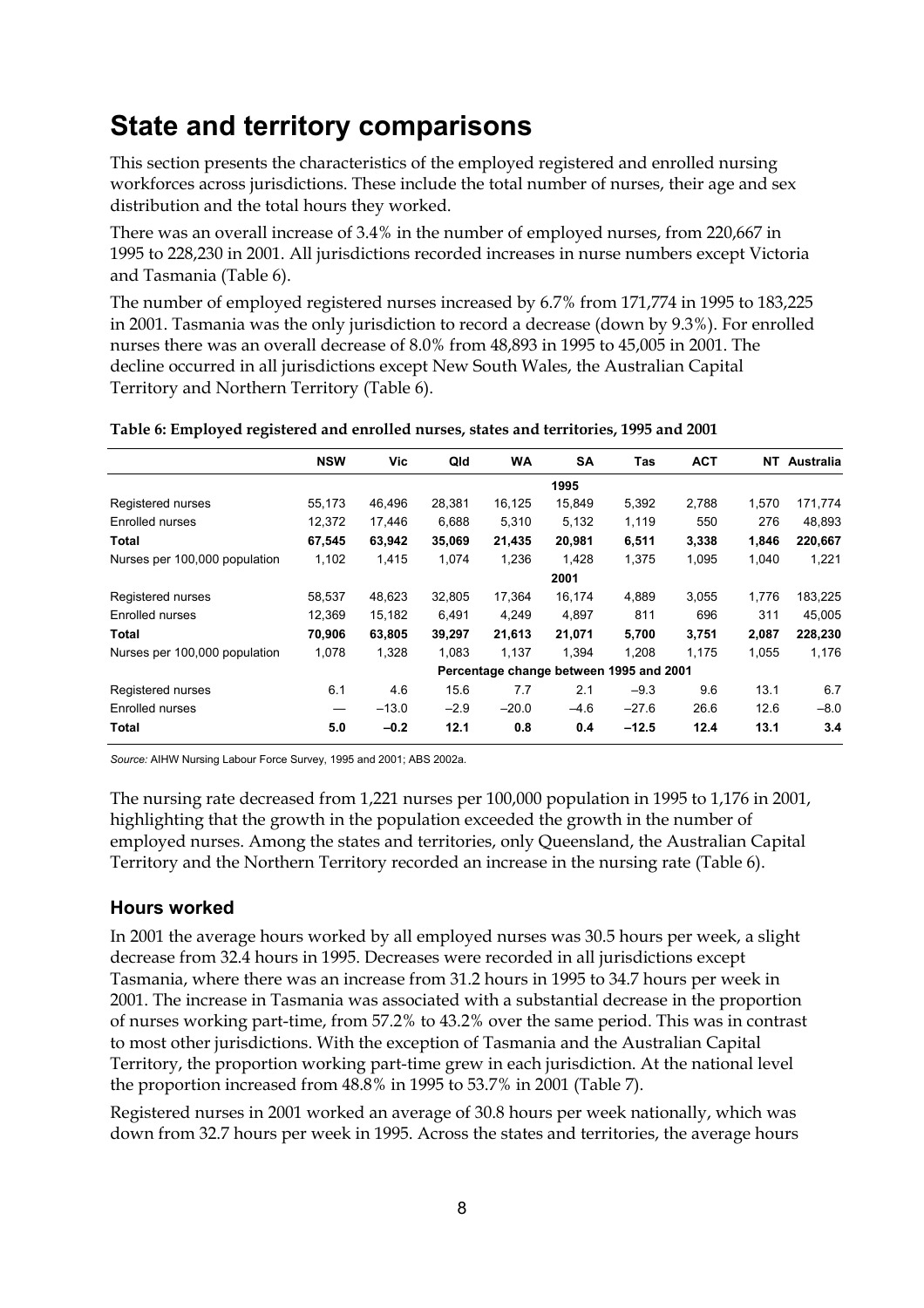# State and territory comparisons

This section presents the characteristics of the employed registered and enrolled nursing workforces across jurisdictions. These include the total number of nurses, their age and sex distribution and the total hours they worked.

There was an overall increase of 3.4% in the number of employed nurses, from 220,667 in 1995 to 228,230 in 2001. All jurisdictions recorded increases in nurse numbers except Victoria and Tasmania (Table 6).

The number of employed registered nurses increased by 6.7% from 171,774 in 1995 to 183,225 in 2001. Tasmania was the only jurisdiction to record a decrease (down by 9.3%). For enrolled nurses there was an overall decrease of 8.0% from 48,893 in 1995 to 45,005 in 2001. The decline occurred in all jurisdictions except New South Wales, the Australian Capital Territory and Northern Territory (Table 6).

**Table 6: Employed registered and enrolled nurses, states and territories, 1995 and 2001**

| | NSW | Vic | Qld | WA | SA | Tas | ACT | NT | Australia |
|---|---|---|---|---|---|---|---|---|---|
| | | | | | **1995** | | | | |
| Registered nurses | 55,173 | 46,496 | 28,381 | 16,125 | 15,849 | 5,392 | 2,788 | 1,570 | 171,774 |
| Enrolled nurses | 12,372 | 17,446 | 6,688 | 5,310 | 5,132 | 1,119 | 550 | 276 | 48,893 |
| **Total** | **67,545** | **63,942** | **35,069** | **21,435** | **20,981** | **6,511** | **3,338** | **1,846** | **220,667** |
| Nurses per 100,000 population | 1,102 | 1,415 | 1,074 | 1,236 | 1,428 | 1,375 | 1,095 | 1,040 | 1,221 |
| | | | | | **2001** | | | | |
| Registered nurses | 58,537 | 48,623 | 32,805 | 17,364 | 16,174 | 4,889 | 3,055 | 1,776 | 183,225 |
| Enrolled nurses | 12,369 | 15,182 | 6,491 | 4,249 | 4,897 | 811 | 696 | 311 | 45,005 |
| **Total** | **70,906** | **63,805** | **39,297** | **21,613** | **21,071** | **5,700** | **3,751** | **2,087** | **228,230** |
| Nurses per 100,000 population | 1,078 | 1,328 | 1,083 | 1,137 | 1,394 | 1,208 | 1,175 | 1,055 | 1,176 |
| | | | | **Percentage change between 1995 and 2001** | | | | | |
| Registered nurses | 6.1 | 4.6 | 15.6 | 7.7 | 2.1 | –9.3 | 9.6 | 13.1 | 6.7 |
| Enrolled nurses | — | –13.0 | –2.9 | –20.0 | –4.6 | –27.6 | 26.6 | 12.6 | –8.0 |
| **Total** | **5.0** | **–0.2** | **12.1** | **0.8** | **0.4** | **–12.5** | **12.4** | **13.1** | **3.4** |

*Source:* AIHW Nursing Labour Force Survey, 1995 and 2001; ABS 2002a.

The nursing rate decreased from 1,221 nurses per 100,000 population in 1995 to 1,176 in 2001, highlighting that the growth in the population exceeded the growth in the number of employed nurses. Among the states and territories, only Queensland, the Australian Capital Territory and the Northern Territory recorded an increase in the nursing rate (Table 6).

## Hours worked

In 2001 the average hours worked by all employed nurses was 30.5 hours per week, a slight decrease from 32.4 hours in 1995. Decreases were recorded in all jurisdictions except Tasmania, where there was an increase from 31.2 hours in 1995 to 34.7 hours per week in 2001. The increase in Tasmania was associated with a substantial decrease in the proportion of nurses working part-time, from 57.2% to 43.2% over the same period. This was in contrast to most other jurisdictions. With the exception of Tasmania and the Australian Capital Territory, the proportion working part-time grew in each jurisdiction. At the national level the proportion increased from 48.8% in 1995 to 53.7% in 2001 (Table 7).

Registered nurses in 2001 worked an average of 30.8 hours per week nationally, which was down from 32.7 hours per week in 1995. Across the states and territories, the average hours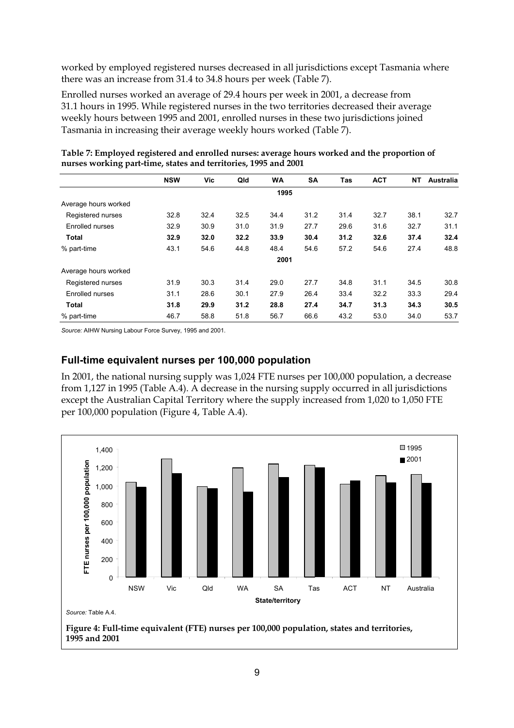worked by employed registered nurses decreased in all jurisdictions except Tasmania where there was an increase from 31.4 to 34.8 hours per week (Table 7).

Enrolled nurses worked an average of 29.4 hours per week in 2001, a decrease from 31.1 hours in 1995. While registered nurses in the two territories decreased their average weekly hours between 1995 and 2001, enrolled nurses in these two jurisdictions joined Tasmania in increasing their average weekly hours worked (Table 7).

**Table 7: Employed registered and enrolled nurses: average hours worked and the proportion of nurses working part-time, states and territories, 1995 and 2001**

| | NSW | Vic | Qld | WA | SA | Tas | ACT | NT | Australia |
|---|---|---|---|---|---|---|---|---|---|
| | | | | 1995 | | | | | |
| Average hours worked | | | | | | | | | |
| Registered nurses | 32.8 | 32.4 | 32.5 | 34.4 | 31.2 | 31.4 | 32.7 | 38.1 | 32.7 |
| Enrolled nurses | 32.9 | 30.9 | 31.0 | 31.9 | 27.7 | 29.6 | 31.6 | 32.7 | 31.1 |
| **Total** | **32.9** | **32.0** | **32.2** | **33.9** | **30.4** | **31.2** | **32.6** | **37.4** | **32.4** |
| % part-time | 43.1 | 54.6 | 44.8 | 48.4 | 54.6 | 57.2 | 54.6 | 27.4 | 48.8 |
| | | | | 2001 | | | | | |
| Average hours worked | | | | | | | | | |
| Registered nurses | 31.9 | 30.3 | 31.4 | 29.0 | 27.7 | 34.8 | 31.1 | 34.5 | 30.8 |
| Enrolled nurses | 31.1 | 28.6 | 30.1 | 27.9 | 26.4 | 33.4 | 32.2 | 33.3 | 29.4 |
| **Total** | **31.8** | **29.9** | **31.2** | **28.8** | **27.4** | **34.7** | **31.3** | **34.3** | **30.5** |
| % part-time | 46.7 | 58.8 | 51.8 | 56.7 | 66.6 | 43.2 | 53.0 | 34.0 | 53.7 |

*Source:* AIHW Nursing Labour Force Survey, 1995 and 2001.

## Full-time equivalent nurses per 100,000 population

In 2001, the national nursing supply was 1,024 FTE nurses per 100,000 population, a decrease from 1,127 in 1995 (Table A.4). A decrease in the nursing supply occurred in all jurisdictions except the Australian Capital Territory where the supply increased from 1,020 to 1,050 FTE per 100,000 population (Figure 4, Table A.4).

*Source:* Table A.4.

**Figure 4: Full-time equivalent (FTE) nurses per 100,000 population, states and territories, 1995 and 2001**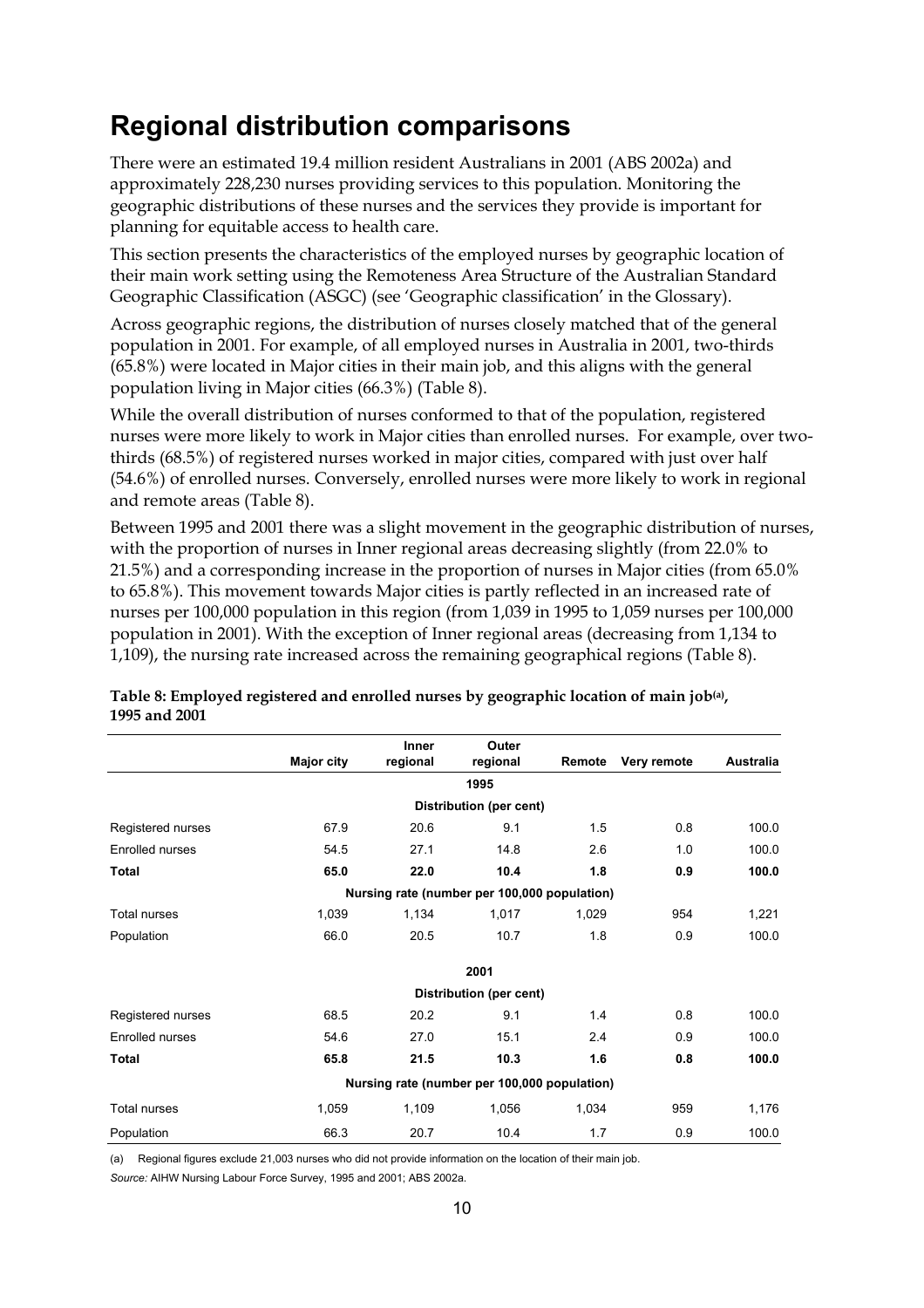# Regional distribution comparisons

There were an estimated 19.4 million resident Australians in 2001 (ABS 2002a) and approximately 228,230 nurses providing services to this population. Monitoring the geographic distributions of these nurses and the services they provide is important for planning for equitable access to health care.

This section presents the characteristics of the employed nurses by geographic location of their main work setting using the Remoteness Area Structure of the Australian Standard Geographic Classification (ASGC) (see 'Geographic classification' in the Glossary).

Across geographic regions, the distribution of nurses closely matched that of the general population in 2001. For example, of all employed nurses in Australia in 2001, two-thirds (65.8%) were located in Major cities in their main job, and this aligns with the general population living in Major cities (66.3%) (Table 8).

While the overall distribution of nurses conformed to that of the population, registered nurses were more likely to work in Major cities than enrolled nurses. For example, over two-thirds (68.5%) of registered nurses worked in major cities, compared with just over half (54.6%) of enrolled nurses. Conversely, enrolled nurses were more likely to work in regional and remote areas (Table 8).

Between 1995 and 2001 there was a slight movement in the geographic distribution of nurses, with the proportion of nurses in Inner regional areas decreasing slightly (from 22.0% to 21.5%) and a corresponding increase in the proportion of nurses in Major cities (from 65.0% to 65.8%). This movement towards Major cities is partly reflected in an increased rate of nurses per 100,000 population in this region (from 1,039 in 1995 to 1,059 nurses per 100,000 population in 2001). With the exception of Inner regional areas (decreasing from 1,134 to 1,109), the nursing rate increased across the remaining geographical regions (Table 8).

**Table 8: Employed registered and enrolled nurses by geographic location of main job[(a)], 1995 and 2001**

| | Major city | Inner regional | Outer regional | Remote | Very remote | Australia |
|---|---|---|---|---|---|---|
| | | | **1995** | | | |
| | | | **Distribution (per cent)** | | | |
| Registered nurses | 67.9 | 20.6 | 9.1 | 1.5 | 0.8 | 100.0 |
| Enrolled nurses | 54.5 | 27.1 | 14.8 | 2.6 | 1.0 | 100.0 |
| **Total** | **65.0** | **22.0** | **10.4** | **1.8** | **0.9** | **100.0** |
| | | | **Nursing rate (number per 100,000 population)** | | | |
| Total nurses | 1,039 | 1,134 | 1,017 | 1,029 | 954 | 1,221 |
| Population | 66.0 | 20.5 | 10.7 | 1.8 | 0.9 | 100.0 |
| | | | **2001** | | | |
| | | | **Distribution (per cent)** | | | |
| Registered nurses | 68.5 | 20.2 | 9.1 | 1.4 | 0.8 | 100.0 |
| Enrolled nurses | 54.6 | 27.0 | 15.1 | 2.4 | 0.9 | 100.0 |
| **Total** | **65.8** | **21.5** | **10.3** | **1.6** | **0.8** | **100.0** |
| | | | **Nursing rate (number per 100,000 population)** | | | |
| Total nurses | 1,059 | 1,109 | 1,056 | 1,034 | 959 | 1,176 |
| Population | 66.3 | 20.7 | 10.4 | 1.7 | 0.9 | 100.0 |

(a) Regional figures exclude 21,003 nurses who did not provide information on the location of their main job.

*Source:* AIHW Nursing Labour Force Survey, 1995 and 2001; ABS 2002a.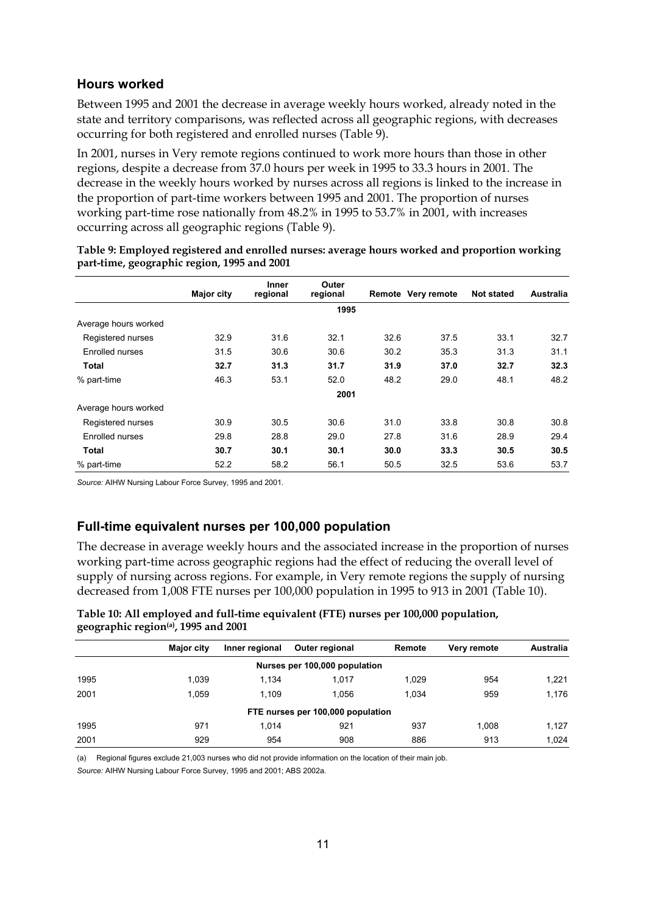### Hours worked

Between 1995 and 2001 the decrease in average weekly hours worked, already noted in the state and territory comparisons, was reflected across all geographic regions, with decreases occurring for both registered and enrolled nurses (Table 9).

In 2001, nurses in Very remote regions continued to work more hours than those in other regions, despite a decrease from 37.0 hours per week in 1995 to 33.3 hours in 2001. The decrease in the weekly hours worked by nurses across all regions is linked to the increase in the proportion of part-time workers between 1995 and 2001. The proportion of nurses working part-time rose nationally from 48.2% in 1995 to 53.7% in 2001, with increases occurring across all geographic regions (Table 9).

**Table 9: Employed registered and enrolled nurses: average hours worked and proportion working part-time, geographic region, 1995 and 2001**

| | Major city | Inner regional | Outer regional | Remote | Very remote | Not stated | Australia |
|---|---|---|---|---|---|---|---|
| | | | **1995** | | | | |
| Average hours worked | | | | | | | |
| Registered nurses | 32.9 | 31.6 | 32.1 | 32.6 | 37.5 | 33.1 | 32.7 |
| Enrolled nurses | 31.5 | 30.6 | 30.6 | 30.2 | 35.3 | 31.3 | 31.1 |
| **Total** | **32.7** | **31.3** | **31.7** | **31.9** | **37.0** | **32.7** | **32.3** |
| % part-time | 46.3 | 53.1 | 52.0 | 48.2 | 29.0 | 48.1 | 48.2 |
| | | | **2001** | | | | |
| Average hours worked | | | | | | | |
| Registered nurses | 30.9 | 30.5 | 30.6 | 31.0 | 33.8 | 30.8 | 30.8 |
| Enrolled nurses | 29.8 | 28.8 | 29.0 | 27.8 | 31.6 | 28.9 | 29.4 |
| **Total** | **30.7** | **30.1** | **30.1** | **30.0** | **33.3** | **30.5** | **30.5** |
| % part-time | 52.2 | 58.2 | 56.1 | 50.5 | 32.5 | 53.6 | 53.7 |

*Source:* AIHW Nursing Labour Force Survey, 1995 and 2001.

### Full-time equivalent nurses per 100,000 population

The decrease in average weekly hours and the associated increase in the proportion of nurses working part-time across geographic regions had the effect of reducing the overall level of supply of nursing across regions. For example, in Very remote regions the supply of nursing decreased from 1,008 FTE nurses per 100,000 population in 1995 to 913 in 2001 (Table 10).

**Table 10: All employed and full-time equivalent (FTE) nurses per 100,000 population, geographic region[(a)], 1995 and 2001**

| | Major city | Inner regional | Outer regional | Remote | Very remote | Australia |
|---|---|---|---|---|---|---|
| | | | Nurses per 100,000 population | | | |
| 1995 | 1,039 | 1,134 | 1,017 | 1,029 | 954 | 1,221 |
| 2001 | 1,059 | 1,109 | 1,056 | 1,034 | 959 | 1,176 |
| | | | FTE nurses per 100,000 population | | | |
| 1995 | 971 | 1,014 | 921 | 937 | 1,008 | 1,127 |
| 2001 | 929 | 954 | 908 | 886 | 913 | 1,024 |

(a) Regional figures exclude 21,003 nurses who did not provide information on the location of their main job.

*Source:* AIHW Nursing Labour Force Survey, 1995 and 2001; ABS 2002a.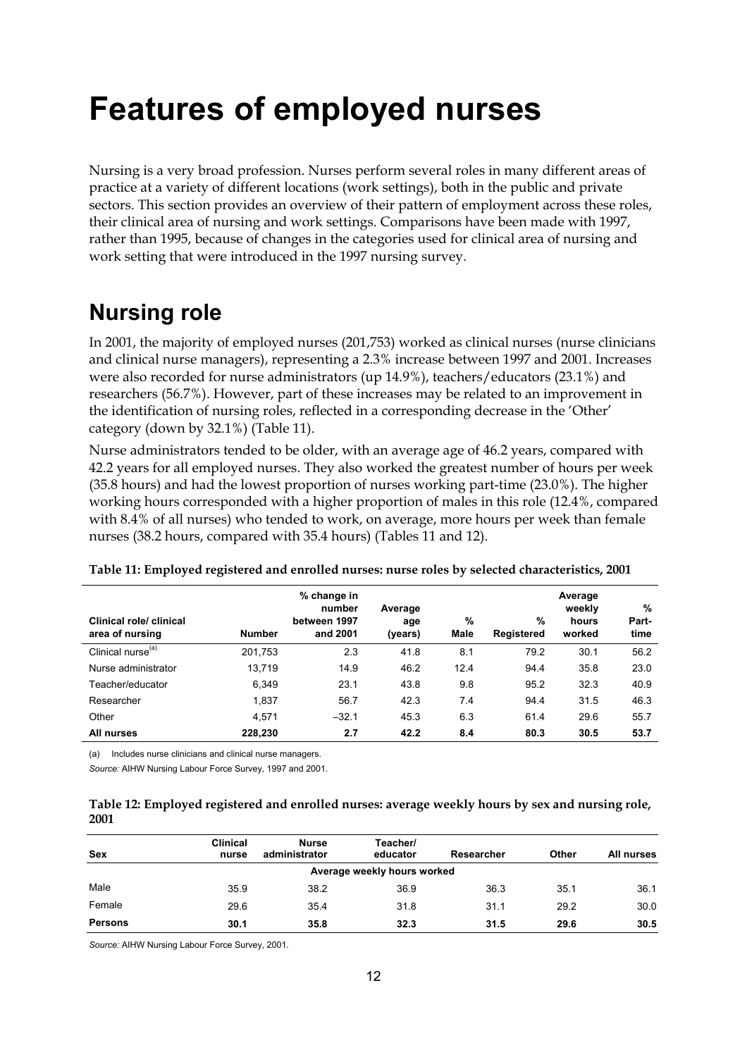# Features of employed nurses

Nursing is a very broad profession. Nurses perform several roles in many different areas of practice at a variety of different locations (work settings), both in the public and private sectors. This section provides an overview of their pattern of employment across these roles, their clinical area of nursing and work settings. Comparisons have been made with 1997, rather than 1995, because of changes in the categories used for clinical area of nursing and work setting that were introduced in the 1997 nursing survey.

## Nursing role

In 2001, the majority of employed nurses (201,753) worked as clinical nurses (nurse clinicians and clinical nurse managers), representing a 2.3% increase between 1997 and 2001. Increases were also recorded for nurse administrators (up 14.9%), teachers/educators (23.1%) and researchers (56.7%). However, part of these increases may be related to an improvement in the identification of nursing roles, reflected in a corresponding decrease in the 'Other' category (down by 32.1%) (Table 11).

Nurse administrators tended to be older, with an average age of 46.2 years, compared with 42.2 years for all employed nurses. They also worked the greatest number of hours per week (35.8 hours) and had the lowest proportion of nurses working part-time (23.0%). The higher working hours corresponded with a higher proportion of males in this role (12.4%, compared with 8.4% of all nurses) who tended to work, on average, more hours per week than female nurses (38.2 hours, compared with 35.4 hours) (Tables 11 and 12).

**Table 11: Employed registered and enrolled nurses: nurse roles by selected characteristics, 2001**

| Clinical role/ clinical area of nursing | Number | % change in number between 1997 and 2001 | Average age (years) | % Male | % Registered | Average weekly hours worked | % Part-time |
|---|---|---|---|---|---|---|---|
| Clinical nurse[(a)] | 201,753 | 2.3 | 41.8 | 8.1 | 79.2 | 30.1 | 56.2 |
| Nurse administrator | 13,719 | 14.9 | 46.2 | 12.4 | 94.4 | 35.8 | 23.0 |
| Teacher/educator | 6,349 | 23.1 | 43.8 | 9.8 | 95.2 | 32.3 | 40.9 |
| Researcher | 1,837 | 56.7 | 42.3 | 7.4 | 94.4 | 31.5 | 46.3 |
| Other | 4,571 | –32.1 | 45.3 | 6.3 | 61.4 | 29.6 | 55.7 |
| **All nurses** | **228,230** | **2.7** | **42.2** | **8.4** | **80.3** | **30.5** | **53.7** |

(a) Includes nurse clinicians and clinical nurse managers.

*Source:* AIHW Nursing Labour Force Survey, 1997 and 2001.

**Table 12: Employed registered and enrolled nurses: average weekly hours by sex and nursing role, 2001**

| Sex | Clinical nurse | Nurse administrator | Teacher/ educator | Researcher | Other | All nurses |
|---|---|---|---|---|---|---|
| | | | Average weekly hours worked | | | |
| Male | 35.9 | 38.2 | 36.9 | 36.3 | 35.1 | 36.1 |
| Female | 29.6 | 35.4 | 31.8 | 31.1 | 29.2 | 30.0 |
| **Persons** | **30.1** | **35.8** | **32.3** | **31.5** | **29.6** | **30.5** |

*Source:* AIHW Nursing Labour Force Survey, 2001.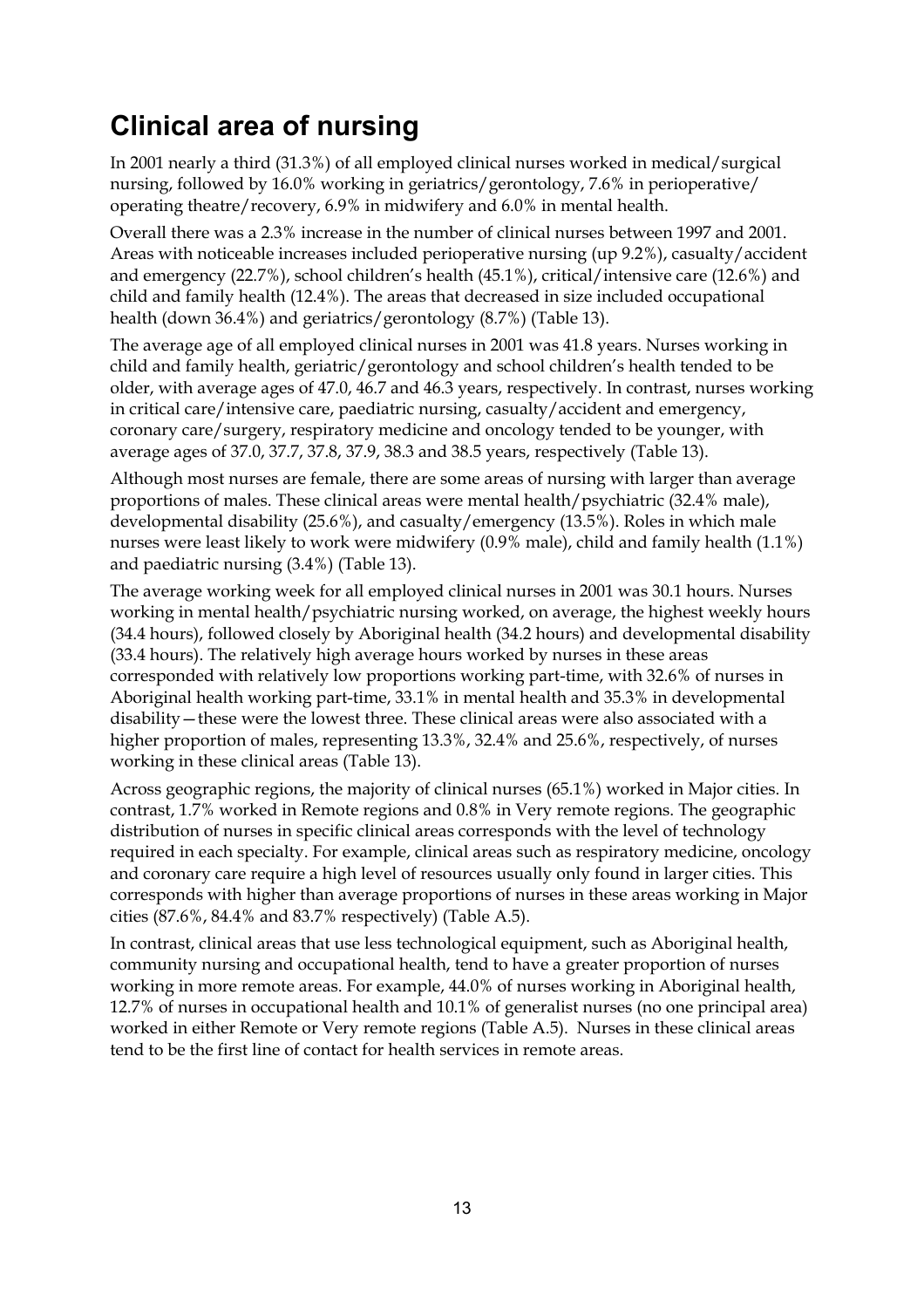## Clinical area of nursing

In 2001 nearly a third (31.3%) of all employed clinical nurses worked in medical/surgical nursing, followed by 16.0% working in geriatrics/gerontology, 7.6% in perioperative/operating theatre/recovery, 6.9% in midwifery and 6.0% in mental health.

Overall there was a 2.3% increase in the number of clinical nurses between 1997 and 2001. Areas with noticeable increases included perioperative nursing (up 9.2%), casualty/accident and emergency (22.7%), school children's health (45.1%), critical/intensive care (12.6%) and child and family health (12.4%). The areas that decreased in size included occupational health (down 36.4%) and geriatrics/gerontology (8.7%) (Table 13).

The average age of all employed clinical nurses in 2001 was 41.8 years. Nurses working in child and family health, geriatric/gerontology and school children's health tended to be older, with average ages of 47.0, 46.7 and 46.3 years, respectively. In contrast, nurses working in critical care/intensive care, paediatric nursing, casualty/accident and emergency, coronary care/surgery, respiratory medicine and oncology tended to be younger, with average ages of 37.0, 37.7, 37.8, 37.9, 38.3 and 38.5 years, respectively (Table 13).

Although most nurses are female, there are some areas of nursing with larger than average proportions of males. These clinical areas were mental health/psychiatric (32.4% male), developmental disability (25.6%), and casualty/emergency (13.5%). Roles in which male nurses were least likely to work were midwifery (0.9% male), child and family health (1.1%) and paediatric nursing (3.4%) (Table 13).

The average working week for all employed clinical nurses in 2001 was 30.1 hours. Nurses working in mental health/psychiatric nursing worked, on average, the highest weekly hours (34.4 hours), followed closely by Aboriginal health (34.2 hours) and developmental disability (33.4 hours). The relatively high average hours worked by nurses in these areas corresponded with relatively low proportions working part-time, with 32.6% of nurses in Aboriginal health working part-time, 33.1% in mental health and 35.3% in developmental disability—these were the lowest three. These clinical areas were also associated with a higher proportion of males, representing 13.3%, 32.4% and 25.6%, respectively, of nurses working in these clinical areas (Table 13).

Across geographic regions, the majority of clinical nurses (65.1%) worked in Major cities. In contrast, 1.7% worked in Remote regions and 0.8% in Very remote regions. The geographic distribution of nurses in specific clinical areas corresponds with the level of technology required in each specialty. For example, clinical areas such as respiratory medicine, oncology and coronary care require a high level of resources usually only found in larger cities. This corresponds with higher than average proportions of nurses in these areas working in Major cities (87.6%, 84.4% and 83.7% respectively) (Table A.5).

In contrast, clinical areas that use less technological equipment, such as Aboriginal health, community nursing and occupational health, tend to have a greater proportion of nurses working in more remote areas. For example, 44.0% of nurses working in Aboriginal health, 12.7% of nurses in occupational health and 10.1% of generalist nurses (no one principal area) worked in either Remote or Very remote regions (Table A.5). Nurses in these clinical areas tend to be the first line of contact for health services in remote areas.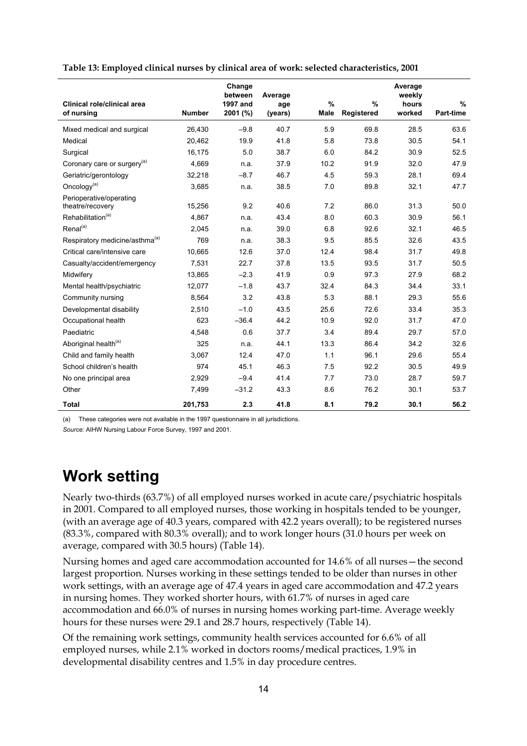**Table 13: Employed clinical nurses by clinical area of work: selected characteristics, 2001**

| Clinical role/clinical area of nursing | Number | Change between 1997 and 2001 (%) | Average age (years) | % Male | % Registered | Average weekly hours worked | % Part-time |
|---|---|---|---|---|---|---|---|
| Mixed medical and surgical | 26,430 | –9.8 | 40.7 | 5.9 | 69.8 | 28.5 | 63.6 |
| Medical | 20,462 | 19.9 | 41.8 | 5.8 | 73.8 | 30.5 | 54.1 |
| Surgical | 16,175 | 5.0 | 38.7 | 6.0 | 84.2 | 30.9 | 52.5 |
| Coronary care or surgery[(a)] | 4,669 | n.a. | 37.9 | 10.2 | 91.9 | 32.0 | 47.9 |
| Geriatric/gerontology | 32,218 | –8.7 | 46.7 | 4.5 | 59.3 | 28.1 | 69.4 |
| Oncology[(a)] | 3,685 | n.a. | 38.5 | 7.0 | 89.8 | 32.1 | 47.7 |
| Perioperative/operating theatre/recovery | 15,256 | 9.2 | 40.6 | 7.2 | 86.0 | 31.3 | 50.0 |
| Rehabilitation[(a)] | 4,867 | n.a. | 43.4 | 8.0 | 60.3 | 30.9 | 56.1 |
| Renal[(a)] | 2,045 | n.a. | 39.0 | 6.8 | 92.6 | 32.1 | 46.5 |
| Respiratory medicine/asthma[(a)] | 769 | n.a. | 38.3 | 9.5 | 85.5 | 32.6 | 43.5 |
| Critical care/intensive care | 10,665 | 12.6 | 37.0 | 12.4 | 98.4 | 31.7 | 49.8 |
| Casualty/accident/emergency | 7,531 | 22.7 | 37.8 | 13.5 | 93.5 | 31.7 | 50.5 |
| Midwifery | 13,865 | –2.3 | 41.9 | 0.9 | 97.3 | 27.9 | 68.2 |
| Mental health/psychiatric | 12,077 | –1.8 | 43.7 | 32.4 | 84.3 | 34.4 | 33.1 |
| Community nursing | 8,564 | 3.2 | 43.8 | 5.3 | 88.1 | 29.3 | 55.6 |
| Developmental disability | 2,510 | –1.0 | 43.5 | 25.6 | 72.6 | 33.4 | 35.3 |
| Occupational health | 623 | –36.4 | 44.2 | 10.9 | 92.0 | 31.7 | 47.0 |
| Paediatric | 4,548 | 0.6 | 37.7 | 3.4 | 89.4 | 29.7 | 57.0 |
| Aboriginal health[(a)] | 325 | n.a. | 44.1 | 13.3 | 86.4 | 34.2 | 32.6 |
| Child and family health | 3,067 | 12.4 | 47.0 | 1.1 | 96.1 | 29.6 | 55.4 |
| School children's health | 974 | 45.1 | 46.3 | 7.5 | 92.2 | 30.5 | 49.9 |
| No one principal area | 2,929 | –9.4 | 41.4 | 7.7 | 73.0 | 28.7 | 59.7 |
| Other | 7,499 | –31.2 | 43.3 | 8.6 | 76.2 | 30.1 | 53.7 |
| **Total** | **201,753** | **2.3** | **41.8** | **8.1** | **79.2** | **30.1** | **56.2** |

(a) These categories were not available in the 1997 questionnaire in all jurisdictions.

*Source:* AIHW Nursing Labour Force Survey, 1997 and 2001.

# Work setting

Nearly two-thirds (63.7%) of all employed nurses worked in acute care/psychiatric hospitals in 2001. Compared to all employed nurses, those working in hospitals tended to be younger, (with an average age of 40.3 years, compared with 42.2 years overall); to be registered nurses (83.3%, compared with 80.3% overall); and to work longer hours (31.0 hours per week on average, compared with 30.5 hours) (Table 14).

Nursing homes and aged care accommodation accounted for 14.6% of all nurses—the second largest proportion. Nurses working in these settings tended to be older than nurses in other work settings, with an average age of 47.4 years in aged care accommodation and 47.2 years in nursing homes. They worked shorter hours, with 61.7% of nurses in aged care accommodation and 66.0% of nurses in nursing homes working part-time. Average weekly hours for these nurses were 29.1 and 28.7 hours, respectively (Table 14).

Of the remaining work settings, community health services accounted for 6.6% of all employed nurses, while 2.1% worked in doctors rooms/medical practices, 1.9% in developmental disability centres and 1.5% in day procedure centres.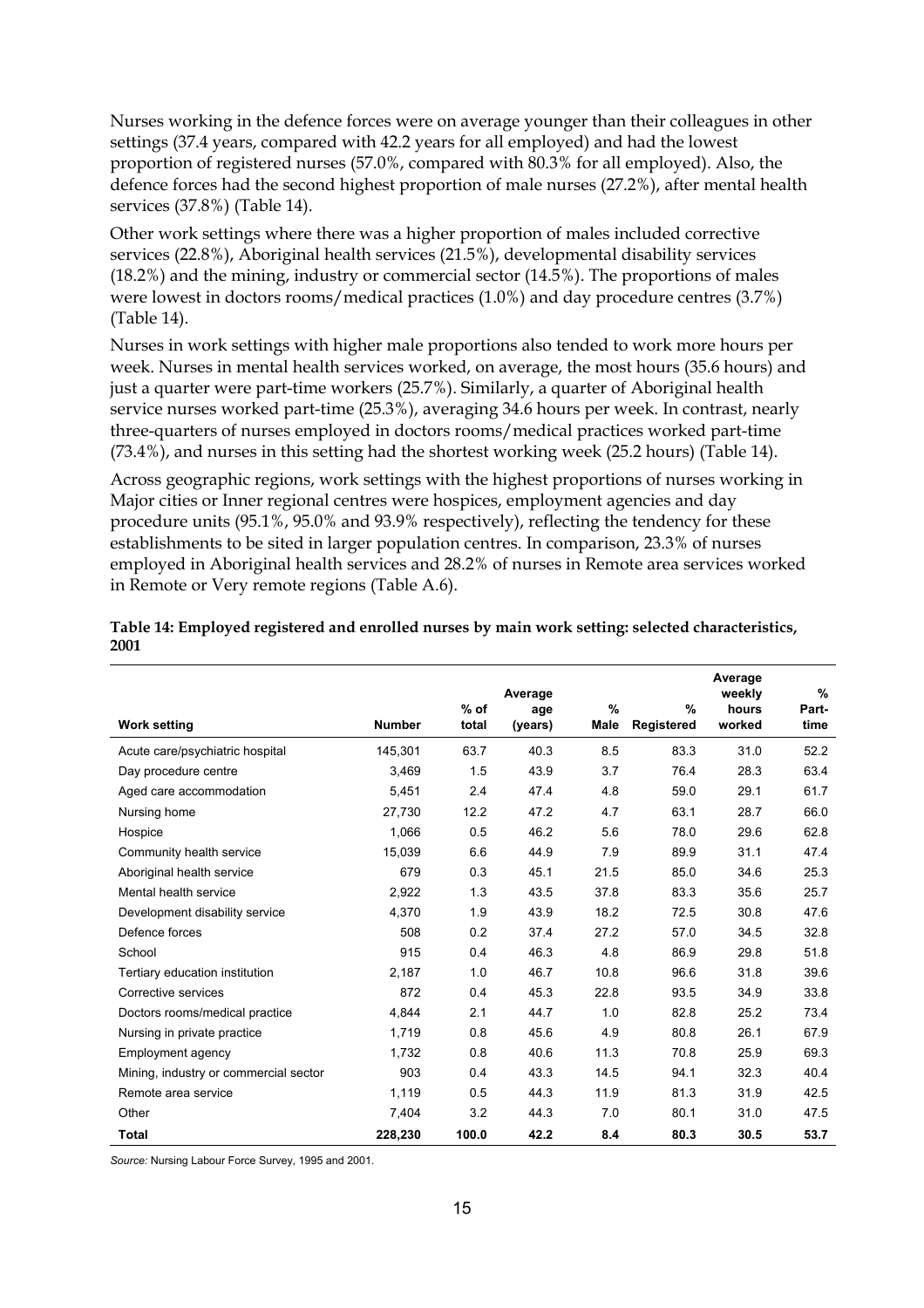Nurses working in the defence forces were on average younger than their colleagues in other settings (37.4 years, compared with 42.2 years for all employed) and had the lowest proportion of registered nurses (57.0%, compared with 80.3% for all employed). Also, the defence forces had the second highest proportion of male nurses (27.2%), after mental health services (37.8%) (Table 14).

Other work settings where there was a higher proportion of males included corrective services (22.8%), Aboriginal health services (21.5%), developmental disability services (18.2%) and the mining, industry or commercial sector (14.5%). The proportions of males were lowest in doctors rooms/medical practices (1.0%) and day procedure centres (3.7%) (Table 14).

Nurses in work settings with higher male proportions also tended to work more hours per week. Nurses in mental health services worked, on average, the most hours (35.6 hours) and just a quarter were part-time workers (25.7%). Similarly, a quarter of Aboriginal health service nurses worked part-time (25.3%), averaging 34.6 hours per week. In contrast, nearly three-quarters of nurses employed in doctors rooms/medical practices worked part-time (73.4%), and nurses in this setting had the shortest working week (25.2 hours) (Table 14).

Across geographic regions, work settings with the highest proportions of nurses working in Major cities or Inner regional centres were hospices, employment agencies and day procedure units (95.1%, 95.0% and 93.9% respectively), reflecting the tendency for these establishments to be sited in larger population centres. In comparison, 23.3% of nurses employed in Aboriginal health services and 28.2% of nurses in Remote area services worked in Remote or Very remote regions (Table A.6).

**Table 14: Employed registered and enrolled nurses by main work setting: selected characteristics, 2001**

| Work setting | Number | % of total | Average age (years) | % Male | % Registered | Average weekly hours worked | % Part-time |
|---|---|---|---|---|---|---|---|
| Acute care/psychiatric hospital | 145,301 | 63.7 | 40.3 | 8.5 | 83.3 | 31.0 | 52.2 |
| Day procedure centre | 3,469 | 1.5 | 43.9 | 3.7 | 76.4 | 28.3 | 63.4 |
| Aged care accommodation | 5,451 | 2.4 | 47.4 | 4.8 | 59.0 | 29.1 | 61.7 |
| Nursing home | 27,730 | 12.2 | 47.2 | 4.7 | 63.1 | 28.7 | 66.0 |
| Hospice | 1,066 | 0.5 | 46.2 | 5.6 | 78.0 | 29.6 | 62.8 |
| Community health service | 15,039 | 6.6 | 44.9 | 7.9 | 89.9 | 31.1 | 47.4 |
| Aboriginal health service | 679 | 0.3 | 45.1 | 21.5 | 85.0 | 34.6 | 25.3 |
| Mental health service | 2,922 | 1.3 | 43.5 | 37.8 | 83.3 | 35.6 | 25.7 |
| Development disability service | 4,370 | 1.9 | 43.9 | 18.2 | 72.5 | 30.8 | 47.6 |
| Defence forces | 508 | 0.2 | 37.4 | 27.2 | 57.0 | 34.5 | 32.8 |
| School | 915 | 0.4 | 46.3 | 4.8 | 86.9 | 29.8 | 51.8 |
| Tertiary education institution | 2,187 | 1.0 | 46.7 | 10.8 | 96.6 | 31.8 | 39.6 |
| Corrective services | 872 | 0.4 | 45.3 | 22.8 | 93.5 | 34.9 | 33.8 |
| Doctors rooms/medical practice | 4,844 | 2.1 | 44.7 | 1.0 | 82.8 | 25.2 | 73.4 |
| Nursing in private practice | 1,719 | 0.8 | 45.6 | 4.9 | 80.8 | 26.1 | 67.9 |
| Employment agency | 1,732 | 0.8 | 40.6 | 11.3 | 70.8 | 25.9 | 69.3 |
| Mining, industry or commercial sector | 903 | 0.4 | 43.3 | 14.5 | 94.1 | 32.3 | 40.4 |
| Remote area service | 1,119 | 0.5 | 44.3 | 11.9 | 81.3 | 31.9 | 42.5 |
| Other | 7,404 | 3.2 | 44.3 | 7.0 | 80.1 | 31.0 | 47.5 |
| **Total** | **228,230** | **100.0** | **42.2** | **8.4** | **80.3** | **30.5** | **53.7** |

*Source:* Nursing Labour Force Survey, 1995 and 2001.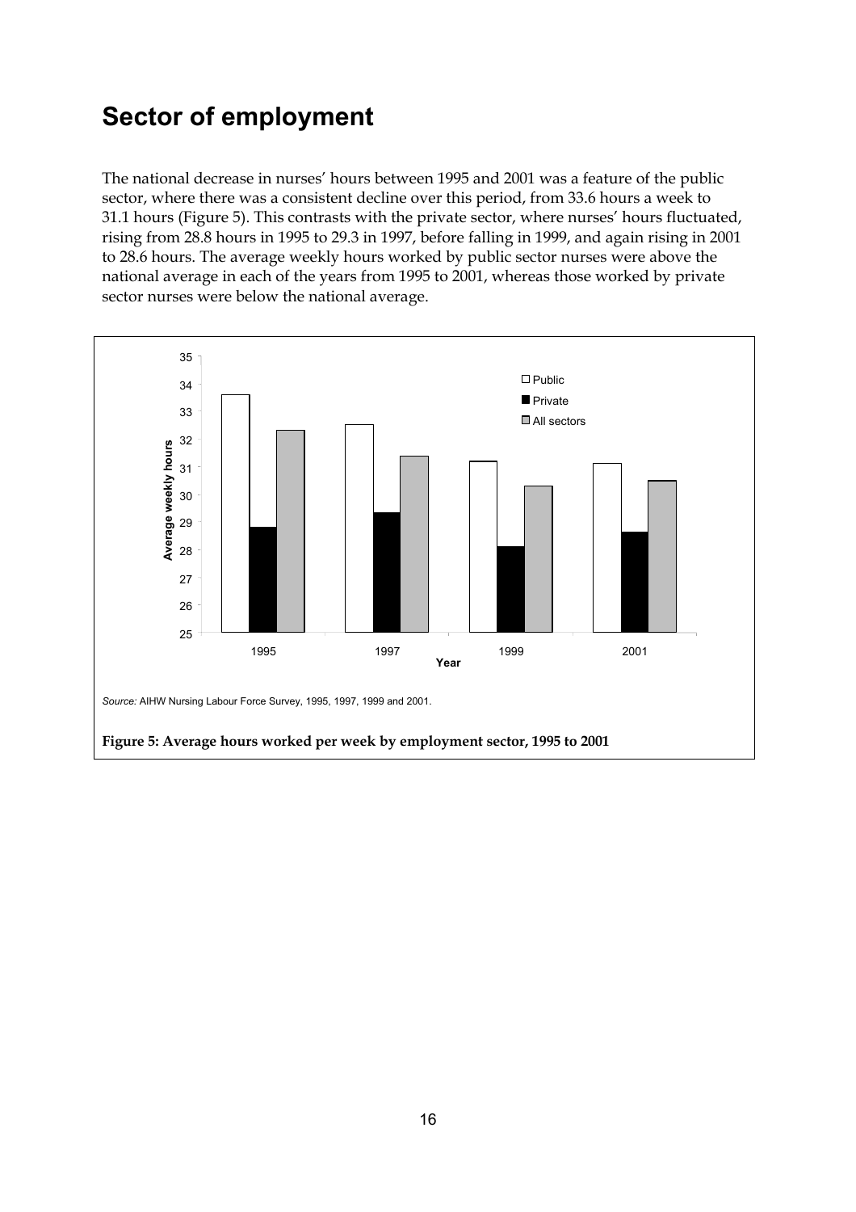## Sector of employment

The national decrease in nurses' hours between 1995 and 2001 was a feature of the public sector, where there was a consistent decline over this period, from 33.6 hours a week to 31.1 hours (Figure 5). This contrasts with the private sector, where nurses' hours fluctuated, rising from 28.8 hours in 1995 to 29.3 in 1997, before falling in 1999, and again rising in 2001 to 28.6 hours. The average weekly hours worked by public sector nurses were above the national average in each of the years from 1995 to 2001, whereas those worked by private sector nurses were below the national average.

Average weekly hours

35
34
33
32
31
30
29
28
27
26
25

Public
Private
All sectors

1995
1997
1999
2001

Year

*Source:* AIHW Nursing Labour Force Survey, 1995, 1997, 1999 and 2001.

**Figure 5: Average hours worked per week by employment sector, 1995 to 2001**